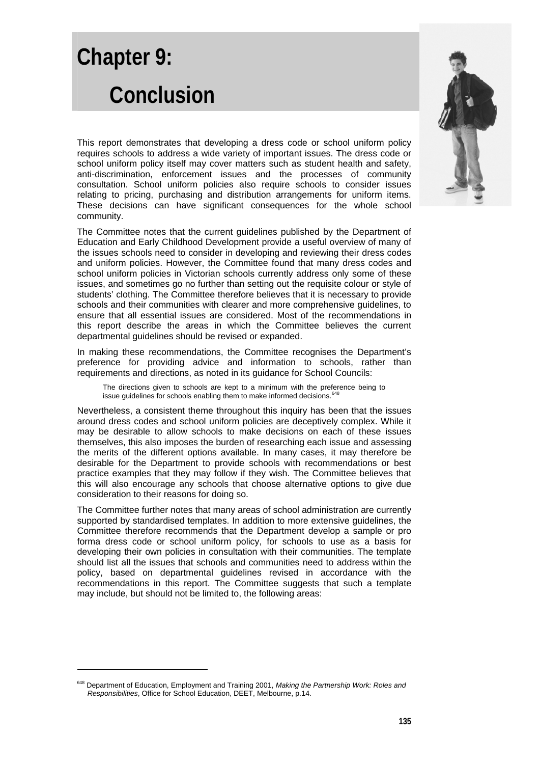# Chapter 9: Conclusion

This report demonstrates that developing a dress code or school uniform policy requires schools to address a wide variety of important issues. The dress code or school uniform policy itself may cover matters such as student health and safety, anti-discrimination, enforcement issues and the processes of community consultation. School uniform policies also require schools to consider issues relating to pricing, purchasing and distribution arrangements for uniform items. These decisions can have significant consequences for the whole school community.

The Committee notes that the current guidelines published by the Department of Education and Early Childhood Development provide a useful overview of many of the issues schools need to consider in developing and reviewing their dress codes and uniform policies. However, the Committee found that many dress codes and school uniform policies in Victorian schools currently address only some of these issues, and sometimes go no further than setting out the requisite colour or style of students' clothing. The Committee therefore believes that it is necessary to provide schools and their communities with clearer and more comprehensive guidelines, to ensure that all essential issues are considered. Most of the recommendations in this report describe the areas in which the Committee believes the current departmental guidelines should be revised or expanded.

In making these recommendations, the Committee recognises the Department's preference for providing advice and information to schools, rather than requirements and directions, as noted in its guidance for School Councils:

> The directions given to schools are kept to a minimum with the preference being to issue guidelines for schools enabling them to make informed decisions.[648]

Nevertheless, a consistent theme throughout this inquiry has been that the issues around dress codes and school uniform policies are deceptively complex. While it may be desirable to allow schools to make decisions on each of these issues themselves, this also imposes the burden of researching each issue and assessing the merits of the different options available. In many cases, it may therefore be desirable for the Department to provide schools with recommendations or best practice examples that they may follow if they wish. The Committee believes that this will also encourage any schools that choose alternative options to give due consideration to their reasons for doing so.

The Committee further notes that many areas of school administration are currently supported by standardised templates. In addition to more extensive guidelines, the Committee therefore recommends that the Department develop a sample or pro forma dress code or school uniform policy, for schools to use as a basis for developing their own policies in consultation with their communities. The template should list all the issues that schools and communities need to address within the policy, based on departmental guidelines revised in accordance with the recommendations in this report. The Committee suggests that such a template may include, but should not be limited to, the following areas:

---

[648] Department of Education, Employment and Training 2001, *Making the Partnership Work: Roles and Responsibilities*, Office for School Education, DEET, Melbourne, p.14.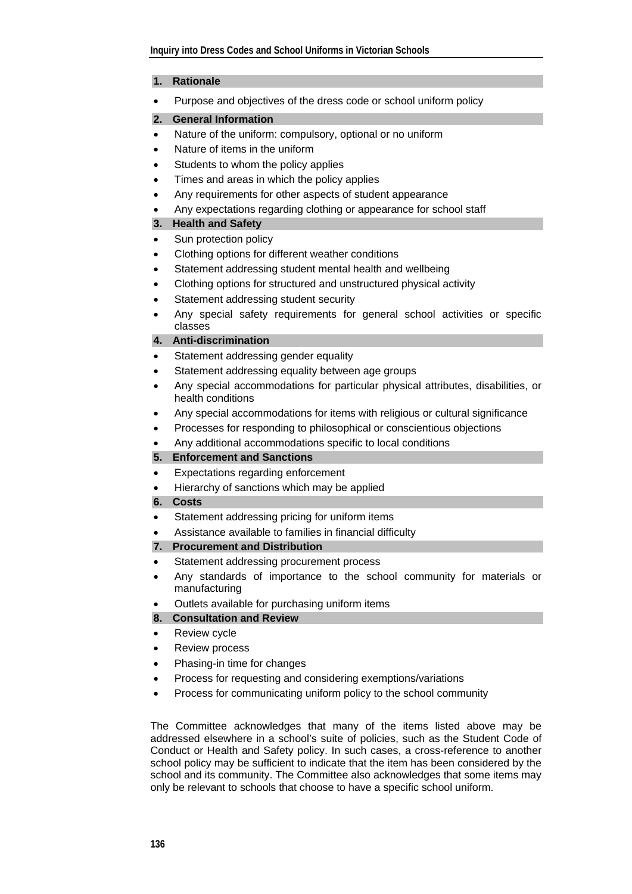### 1. Rationale

- Purpose and objectives of the dress code or school uniform policy

### 2. General Information

- Nature of the uniform: compulsory, optional or no uniform
- Nature of items in the uniform
- Students to whom the policy applies
- Times and areas in which the policy applies
- Any requirements for other aspects of student appearance
- Any expectations regarding clothing or appearance for school staff

### 3. Health and Safety

- Sun protection policy
- Clothing options for different weather conditions
- Statement addressing student mental health and wellbeing
- Clothing options for structured and unstructured physical activity
- Statement addressing student security
- Any special safety requirements for general school activities or specific classes

### 4. Anti-discrimination

- Statement addressing gender equality
- Statement addressing equality between age groups
- Any special accommodations for particular physical attributes, disabilities, or health conditions
- Any special accommodations for items with religious or cultural significance
- Processes for responding to philosophical or conscientious objections
- Any additional accommodations specific to local conditions

### 5. Enforcement and Sanctions

- Expectations regarding enforcement
- Hierarchy of sanctions which may be applied

### 6. Costs

- Statement addressing pricing for uniform items
- Assistance available to families in financial difficulty

### 7. Procurement and Distribution

- Statement addressing procurement process
- Any standards of importance to the school community for materials or manufacturing
- Outlets available for purchasing uniform items

### 8. Consultation and Review

- Review cycle
- Review process
- Phasing-in time for changes
- Process for requesting and considering exemptions/variations
- Process for communicating uniform policy to the school community

The Committee acknowledges that many of the items listed above may be addressed elsewhere in a school's suite of policies, such as the Student Code of Conduct or Health and Safety policy. In such cases, a cross-reference to another school policy may be sufficient to indicate that the item has been considered by the school and its community. The Committee also acknowledges that some items may only be relevant to schools that choose to have a specific school uniform.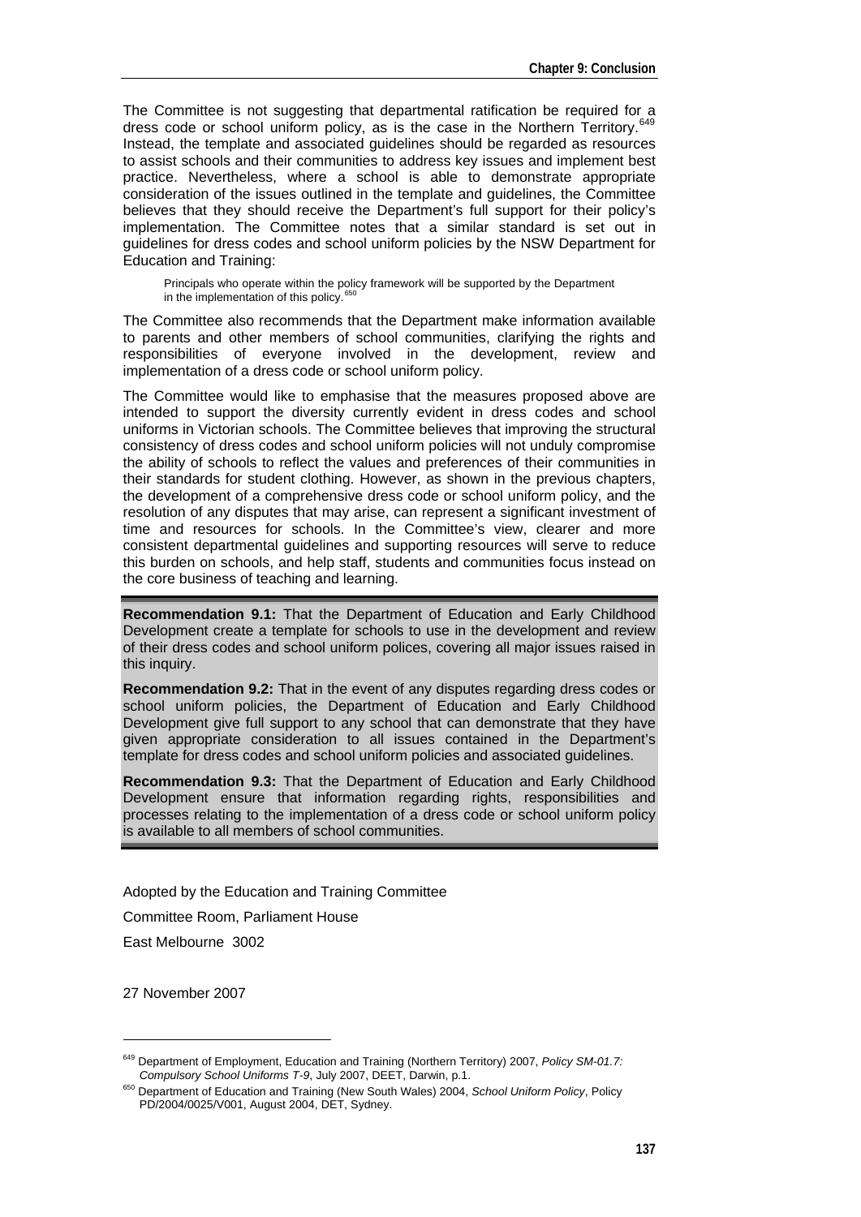The Committee is not suggesting that departmental ratification be required for a dress code or school uniform policy, as is the case in the Northern Territory.[649] Instead, the template and associated guidelines should be regarded as resources to assist schools and their communities to address key issues and implement best practice. Nevertheless, where a school is able to demonstrate appropriate consideration of the issues outlined in the template and guidelines, the Committee believes that they should receive the Department's full support for their policy's implementation. The Committee notes that a similar standard is set out in guidelines for dress codes and school uniform policies by the NSW Department for Education and Training:

> Principals who operate within the policy framework will be supported by the Department in the implementation of this policy.[650]

The Committee also recommends that the Department make information available to parents and other members of school communities, clarifying the rights and responsibilities of everyone involved in the development, review and implementation of a dress code or school uniform policy.

The Committee would like to emphasise that the measures proposed above are intended to support the diversity currently evident in dress codes and school uniforms in Victorian schools. The Committee believes that improving the structural consistency of dress codes and school uniform policies will not unduly compromise the ability of schools to reflect the values and preferences of their communities in their standards for student clothing. However, as shown in the previous chapters, the development of a comprehensive dress code or school uniform policy, and the resolution of any disputes that may arise, can represent a significant investment of time and resources for schools. In the Committee's view, clearer and more consistent departmental guidelines and supporting resources will serve to reduce this burden on schools, and help staff, students and communities focus instead on the core business of teaching and learning.

**Recommendation 9.1:** That the Department of Education and Early Childhood Development create a template for schools to use in the development and review of their dress codes and school uniform polices, covering all major issues raised in this inquiry.

**Recommendation 9.2:** That in the event of any disputes regarding dress codes or school uniform policies, the Department of Education and Early Childhood Development give full support to any school that can demonstrate that they have given appropriate consideration to all issues contained in the Department's template for dress codes and school uniform policies and associated guidelines.

**Recommendation 9.3:** That the Department of Education and Early Childhood Development ensure that information regarding rights, responsibilities and processes relating to the implementation of a dress code or school uniform policy is available to all members of school communities.

Adopted by the Education and Training Committee

Committee Room, Parliament House

East Melbourne 3002

27 November 2007

---

[649] Department of Employment, Education and Training (Northern Territory) 2007, *Policy SM-01.7: Compulsory School Uniforms T-9*, July 2007, DEET, Darwin, p.1.

[650] Department of Education and Training (New South Wales) 2004, *School Uniform Policy*, Policy PD/2004/0025/V001, August 2004, DET, Sydney.